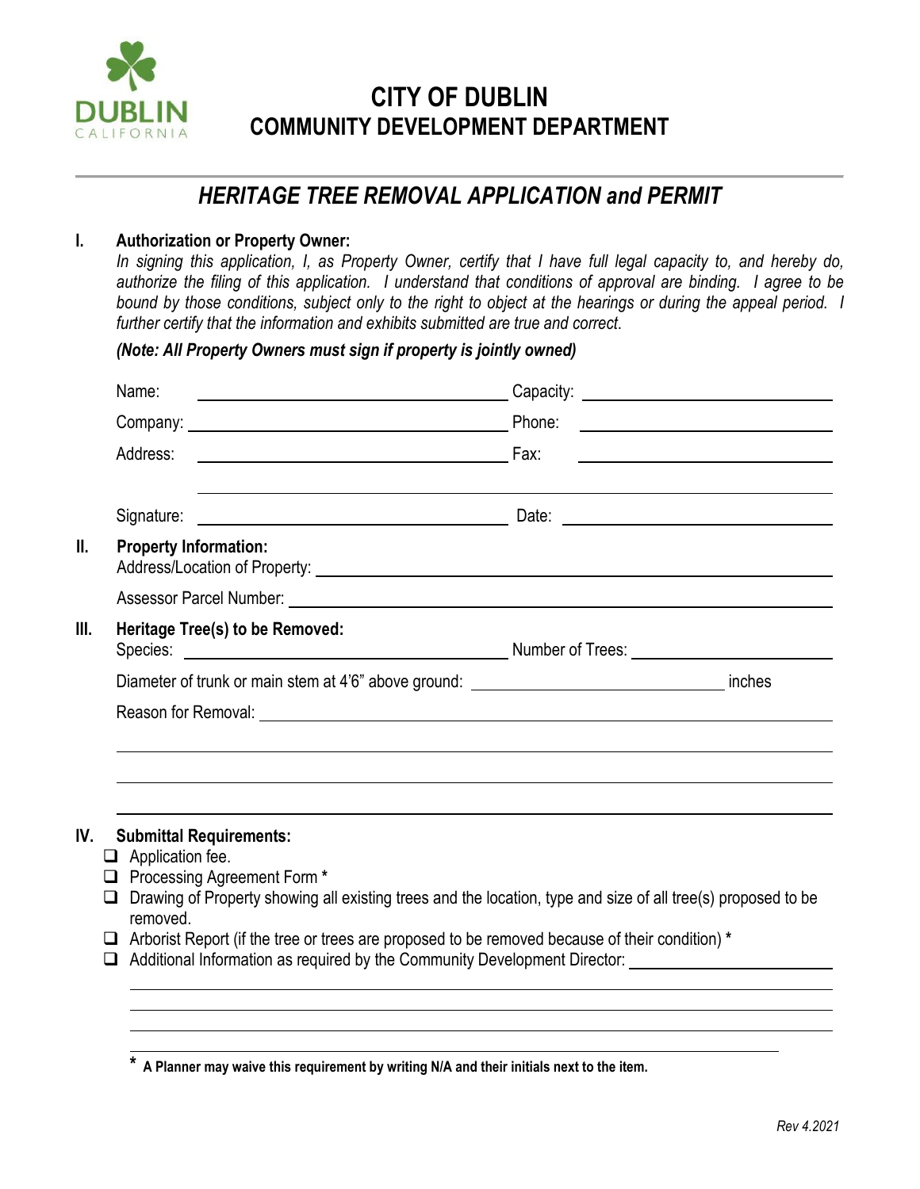# CITY OF DUBLIN
## COMMUNITY DEVELOPMENT DEPARTMENT

## *HERITAGE TREE REMOVAL APPLICATION and PERMIT*

**I. Authorization or Property Owner:**

*In signing this application, I, as Property Owner, certify that I have full legal capacity to, and hereby do, authorize the filing of this application. I understand that conditions of approval are binding. I agree to be bound by those conditions, subject only to the right to object at the hearings or during the appeal period. I further certify that the information and exhibits submitted are true and correct.*

***(Note: All Property Owners must sign if property is jointly owned)***

Name: ______________________ Capacity: ______________________

Company: ______________________ Phone: ______________________

Address: ______________________ Fax: ______________________

______________________________________________

Signature: ______________________ Date: ______________________

**II. Property Information:**

Address/Location of Property: ______________________

Assessor Parcel Number: ______________________

**III. Heritage Tree(s) to be Removed:**

Species: ______________________ Number of Trees: ______________________

Diameter of trunk or main stem at 4'6" above ground: ______________________ inches

Reason for Removal: ______________________

______________________________________________

______________________________________________

______________________________________________

**IV. Submittal Requirements:**

- ❑ Application fee.
- ❑ Processing Agreement Form *
- ❑ Drawing of Property showing all existing trees and the location, type and size of all tree(s) proposed to be removed.
- ❑ Arborist Report (if the tree or trees are proposed to be removed because of their condition) *
- ❑ Additional Information as required by the Community Development Director: ______________________

______________________________________________

______________________________________________

______________________________________________

**\* A Planner may waive this requirement by writing N/A and their initials next to the item.**

*Rev 4.2021*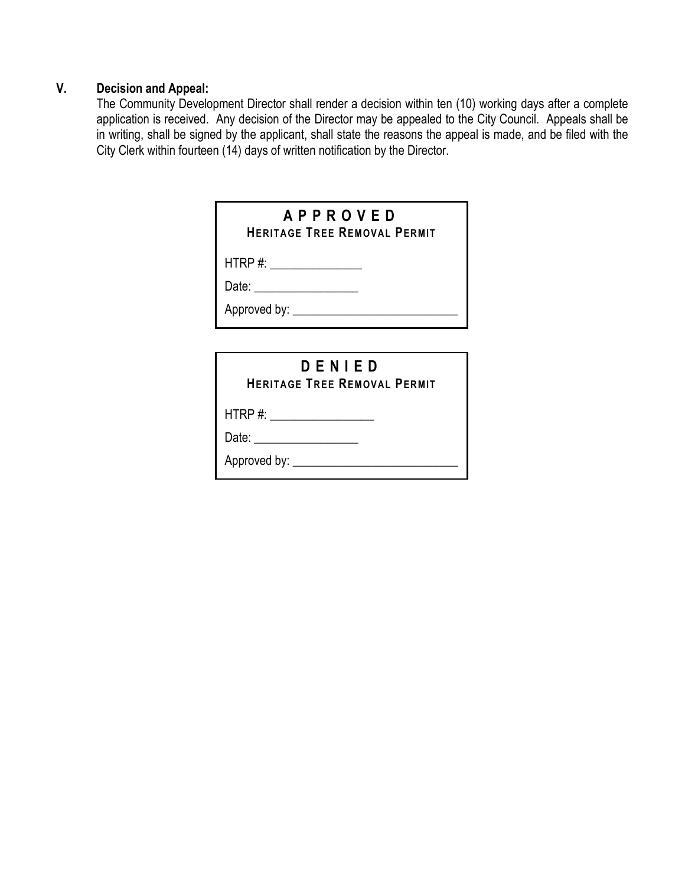## V. Decision and Appeal:

The Community Development Director shall render a decision within ten (10) working days after a complete application is received. Any decision of the Director may be appealed to the City Council. Appeals shall be in writing, shall be signed by the applicant, shall state the reasons the appeal is made, and be filed with the City Clerk within fourteen (14) days of written notification by the Director.

**A P P R O V E D**

**HERITAGE TREE REMOVAL PERMIT**

HTRP #: _______________

Date: _________________

Approved by: ___________________________

**D E N I E D**

**HERITAGE TREE REMOVAL PERMIT**

HTRP #: _________________

Date: _________________

Approved by: ___________________________